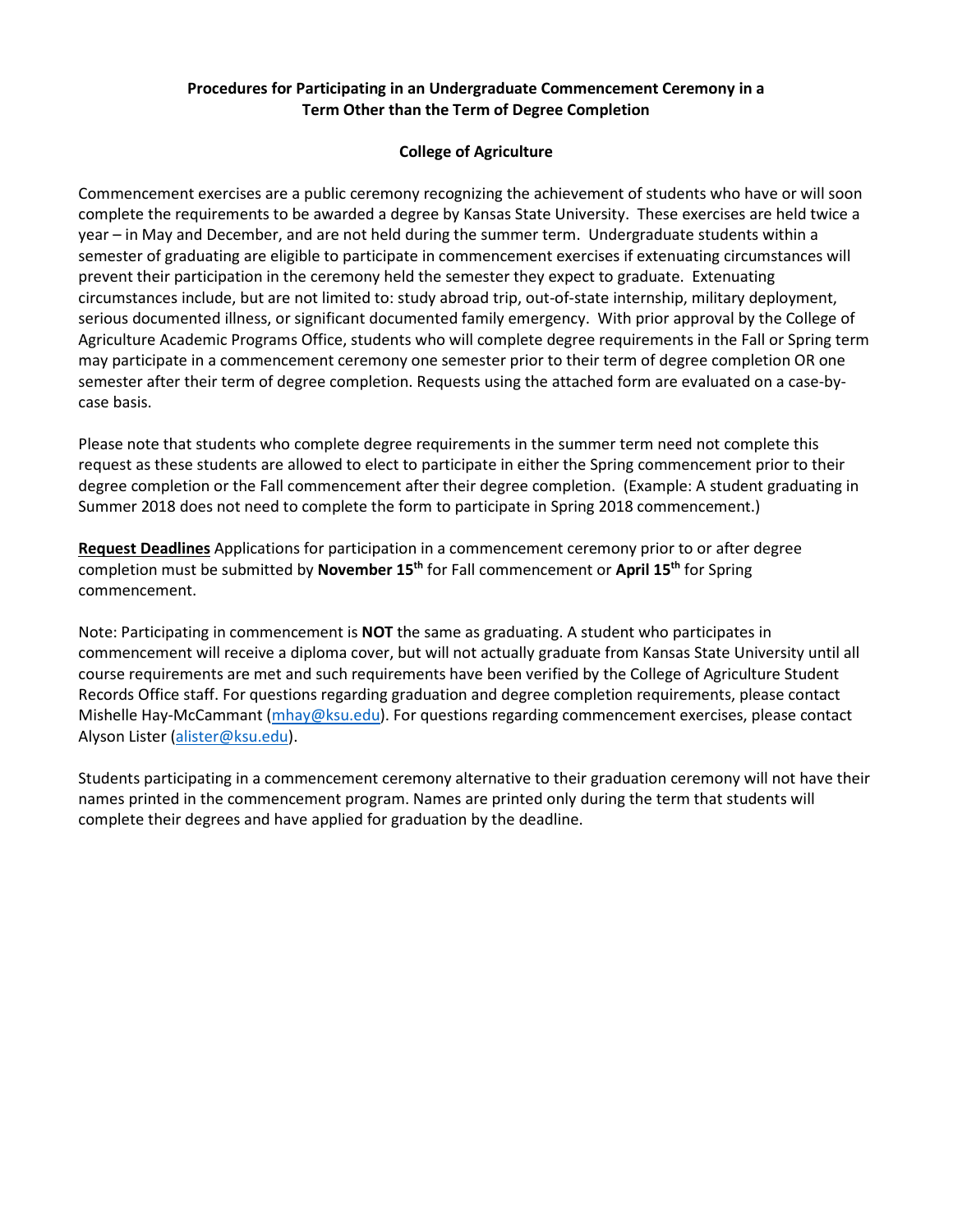**Procedures for Participating in an Undergraduate Commencement Ceremony in a Term Other than the Term of Degree Completion**

**College of Agriculture**

Commencement exercises are a public ceremony recognizing the achievement of students who have or will soon complete the requirements to be awarded a degree by Kansas State University. These exercises are held twice a year – in May and December, and are not held during the summer term. Undergraduate students within a semester of graduating are eligible to participate in commencement exercises if extenuating circumstances will prevent their participation in the ceremony held the semester they expect to graduate. Extenuating circumstances include, but are not limited to: study abroad trip, out-of-state internship, military deployment, serious documented illness, or significant documented family emergency. With prior approval by the College of Agriculture Academic Programs Office, students who will complete degree requirements in the Fall or Spring term may participate in a commencement ceremony one semester prior to their term of degree completion OR one semester after their term of degree completion. Requests using the attached form are evaluated on a case-by-case basis.

Please note that students who complete degree requirements in the summer term need not complete this request as these students are allowed to elect to participate in either the Spring commencement prior to their degree completion or the Fall commencement after their degree completion. (Example: A student graduating in Summer 2018 does not need to complete the form to participate in Spring 2018 commencement.)

**Request Deadlines** Applications for participation in a commencement ceremony prior to or after degree completion must be submitted by **November 15th** for Fall commencement or **April 15th** for Spring commencement.

Note: Participating in commencement is **NOT** the same as graduating. A student who participates in commencement will receive a diploma cover, but will not actually graduate from Kansas State University until all course requirements are met and such requirements have been verified by the College of Agriculture Student Records Office staff. For questions regarding graduation and degree completion requirements, please contact Mishelle Hay-McCammant (mhay@ksu.edu). For questions regarding commencement exercises, please contact Alyson Lister (alister@ksu.edu).

Students participating in a commencement ceremony alternative to their graduation ceremony will not have their names printed in the commencement program. Names are printed only during the term that students will complete their degrees and have applied for graduation by the deadline.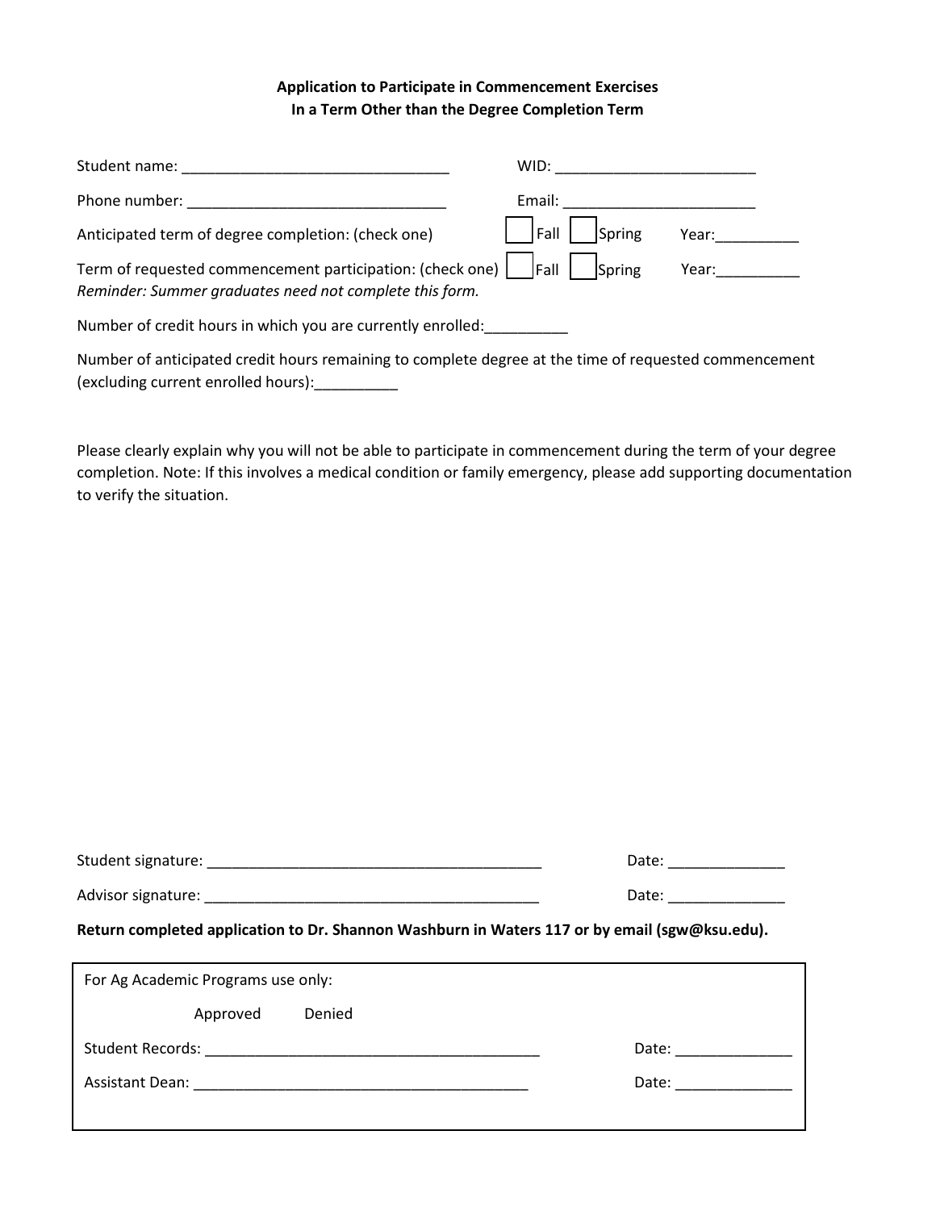**Application to Participate in Commencement Exercises**
**In a Term Other than the Degree Completion Term**

Student name: ________________________________ WID: ________________________

Phone number: _______________________________ Email: _______________________

Anticipated term of degree completion: (check one) ☐ Fall ☐ Spring Year:__________

Term of requested commencement participation: (check one) ☐ Fall ☐ Spring Year:__________
*Reminder: Summer graduates need not complete this form.*

Number of credit hours in which you are currently enrolled:__________

Number of anticipated credit hours remaining to complete degree at the time of requested commencement (excluding current enrolled hours):__________

Please clearly explain why you will not be able to participate in commencement during the term of your degree completion. Note: If this involves a medical condition or family emergency, please add supporting documentation to verify the situation.

Student signature: ________________________________________ Date: ______________

Advisor signature: ________________________________________ Date: ______________

**Return completed application to Dr. Shannon Washburn in Waters 117 or by email (sgw@ksu.edu).**

For Ag Academic Programs use only:

Approved Denied

Student Records: ________________________________________ Date: ______________

Assistant Dean: ________________________________________ Date: ______________